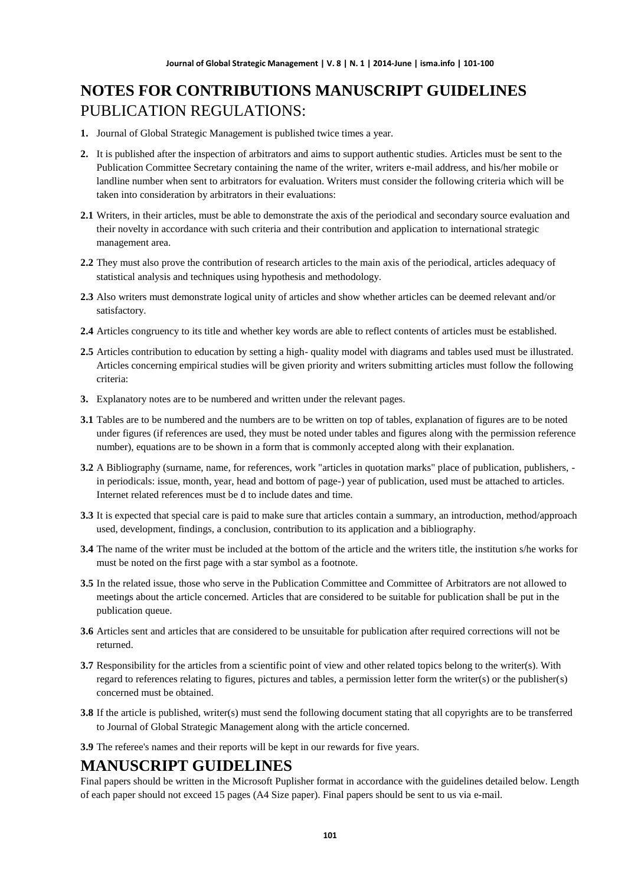# NOTES FOR CONTRIBUTIONS MANUSCRIPT GUIDELINES

PUBLICATION REGULATIONS:

**1.** Journal of Global Strategic Management is published twice times a year.

**2.** It is published after the inspection of arbitrators and aims to support authentic studies. Articles must be sent to the Publication Committee Secretary containing the name of the writer, writers e-mail address, and his/her mobile or landline number when sent to arbitrators for evaluation. Writers must consider the following criteria which will be taken into consideration by arbitrators in their evaluations:

**2.1** Writers, in their articles, must be able to demonstrate the axis of the periodical and secondary source evaluation and their novelty in accordance with such criteria and their contribution and application to international strategic management area.

**2.2** They must also prove the contribution of research articles to the main axis of the periodical, articles adequacy of statistical analysis and techniques using hypothesis and methodology.

**2.3** Also writers must demonstrate logical unity of articles and show whether articles can be deemed relevant and/or satisfactory.

**2.4** Articles congruency to its title and whether key words are able to reflect contents of articles must be established.

**2.5** Articles contribution to education by setting a high- quality model with diagrams and tables used must be illustrated. Articles concerning empirical studies will be given priority and writers submitting articles must follow the following criteria:

**3.** Explanatory notes are to be numbered and written under the relevant pages.

**3.1** Tables are to be numbered and the numbers are to be written on top of tables, explanation of figures are to be noted under figures (if references are used, they must be noted under tables and figures along with the permission reference number), equations are to be shown in a form that is commonly accepted along with their explanation.

**3.2** A Bibliography (surname, name, for references, work "articles in quotation marks" place of publication, publishers, - in periodicals: issue, month, year, head and bottom of page-) year of publication, used must be attached to articles. Internet related references must be d to include dates and time.

**3.3** It is expected that special care is paid to make sure that articles contain a summary, an introduction, method/approach used, development, findings, a conclusion, contribution to its application and a bibliography.

**3.4** The name of the writer must be included at the bottom of the article and the writers title, the institution s/he works for must be noted on the first page with a star symbol as a footnote.

**3.5** In the related issue, those who serve in the Publication Committee and Committee of Arbitrators are not allowed to meetings about the article concerned. Articles that are considered to be suitable for publication shall be put in the publication queue.

**3.6** Articles sent and articles that are considered to be unsuitable for publication after required corrections will not be returned.

**3.7** Responsibility for the articles from a scientific point of view and other related topics belong to the writer(s). With regard to references relating to figures, pictures and tables, a permission letter form the writer(s) or the publisher(s) concerned must be obtained.

**3.8** If the article is published, writer(s) must send the following document stating that all copyrights are to be transferred to Journal of Global Strategic Management along with the article concerned.

**3.9** The referee's names and their reports will be kept in our rewards for five years.

# MANUSCRIPT GUIDELINES

Final papers should be written in the Microsoft Puplisher format in accordance with the guidelines detailed below. Length of each paper should not exceed 15 pages (A4 Size paper). Final papers should be sent to us via e-mail.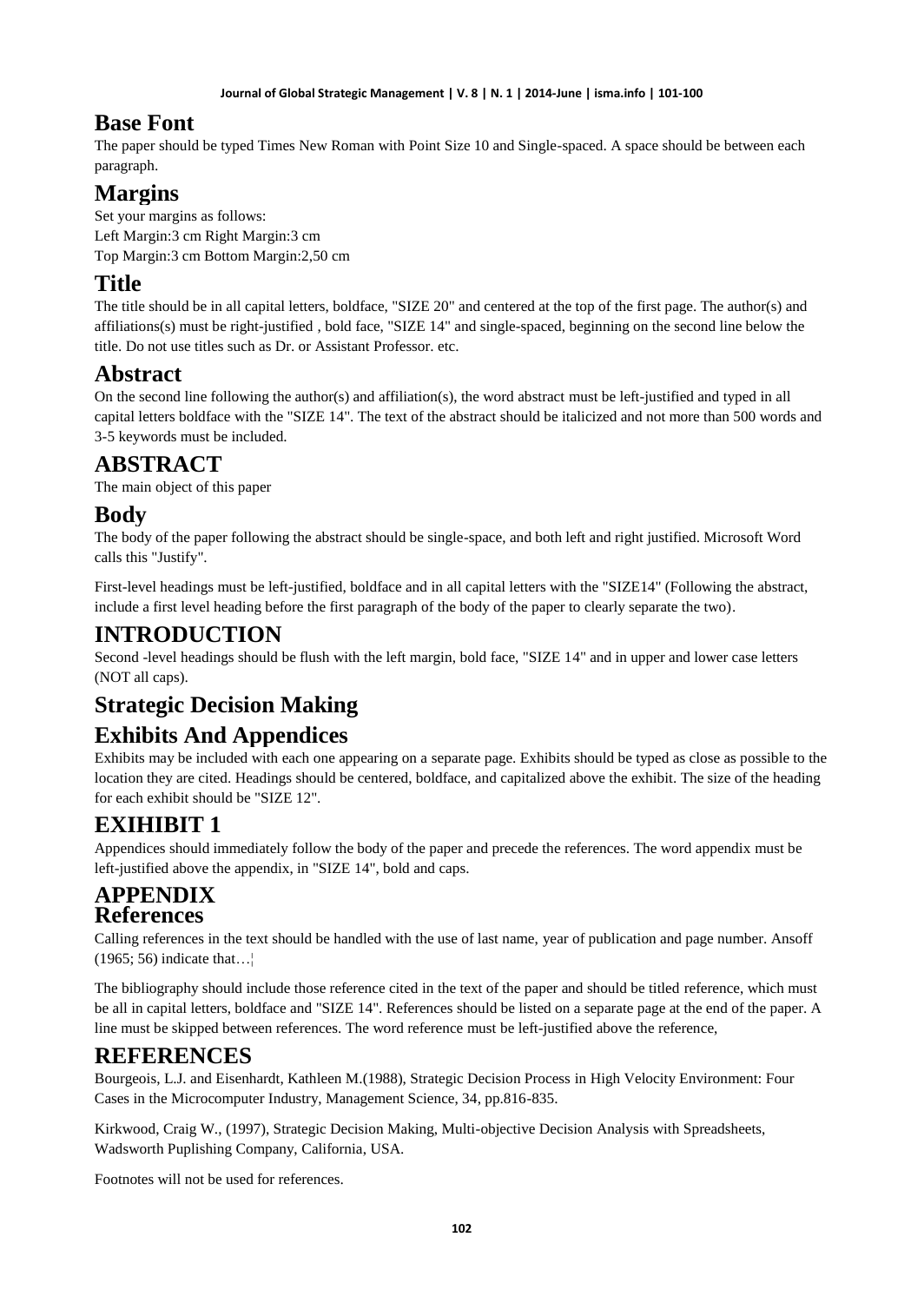## Base Font

The paper should be typed Times New Roman with Point Size 10 and Single-spaced. A space should be between each paragraph.

## Margins

Set your margins as follows:
Left Margin:3 cm Right Margin:3 cm
Top Margin:3 cm Bottom Margin:2,50 cm

## Title

The title should be in all capital letters, boldface, "SIZE 20" and centered at the top of the first page. The author(s) and affiliations(s) must be right-justified , bold face, "SIZE 14" and single-spaced, beginning on the second line below the title. Do not use titles such as Dr. or Assistant Professor. etc.

## Abstract

On the second line following the author(s) and affiliation(s), the word abstract must be left-justified and typed in all capital letters boldface with the "SIZE 14". The text of the abstract should be italicized and not more than 500 words and 3-5 keywords must be included.

## ABSTRACT

The main object of this paper

## Body

The body of the paper following the abstract should be single-space, and both left and right justified. Microsoft Word calls this "Justify".

First-level headings must be left-justified, boldface and in all capital letters with the "SIZE14" (Following the abstract, include a first level heading before the first paragraph of the body of the paper to clearly separate the two).

## INTRODUCTION

Second -level headings should be flush with the left margin, bold face, "SIZE 14" and in upper and lower case letters (NOT all caps).

## Strategic Decision Making

## Exhibits And Appendices

Exhibits may be included with each one appearing on a separate page. Exhibits should be typed as close as possible to the location they are cited. Headings should be centered, boldface, and capitalized above the exhibit. The size of the heading for each exhibit should be "SIZE 12".

## EXIHIBIT 1

Appendices should immediately follow the body of the paper and precede the references. The word appendix must be left-justified above the appendix, in "SIZE 14", bold and caps.

## APPENDIX

## References

Calling references in the text should be handled with the use of last name, year of publication and page number. Ansoff (1965; 56) indicate that…¦

The bibliography should include those reference cited in the text of the paper and should be titled reference, which must be all in capital letters, boldface and "SIZE 14". References should be listed on a separate page at the end of the paper. A line must be skipped between references. The word reference must be left-justified above the reference,

## REFERENCES

Bourgeois, L.J. and Eisenhardt, Kathleen M.(1988), Strategic Decision Process in High Velocity Environment: Four Cases in the Microcomputer Industry, Management Science, 34, pp.816-835.

Kirkwood, Craig W., (1997), Strategic Decision Making, Multi-objective Decision Analysis with Spreadsheets, Wadsworth Puplishing Company, California, USA.

Footnotes will not be used for references.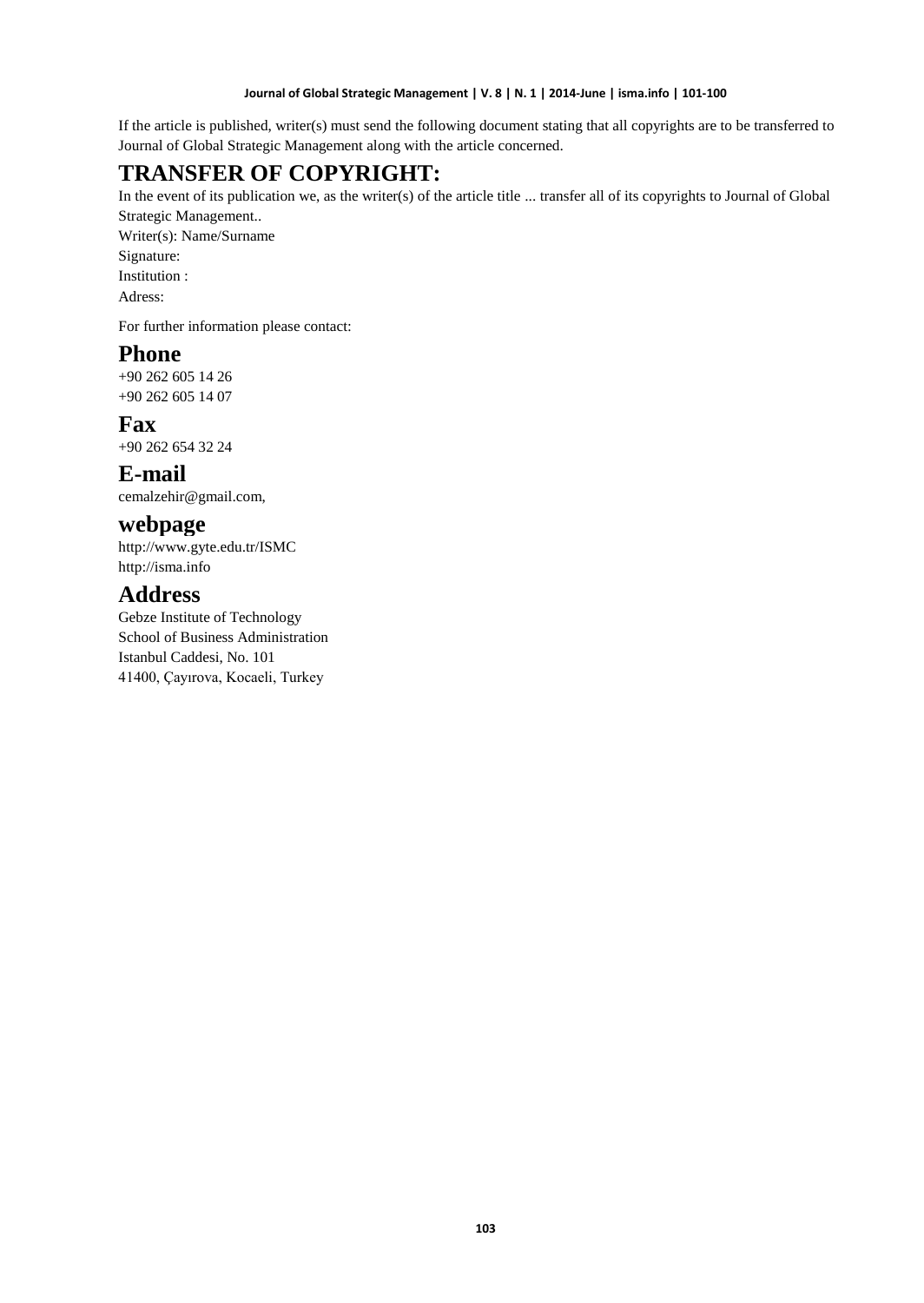If the article is published, writer(s) must send the following document stating that all copyrights are to be transferred to Journal of Global Strategic Management along with the article concerned.

# TRANSFER OF COPYRIGHT:

In the event of its publication we, as the writer(s) of the article title ... transfer all of its copyrights to Journal of Global Strategic Management..

Writer(s): Name/Surname

Signature:

Institution :

Adress:

For further information please contact:

## Phone

+90 262 605 14 26

+90 262 605 14 07

## Fax

+90 262 654 32 24

## E-mail

cemalzehir@gmail.com,

## webpage

http://www.gyte.edu.tr/ISMC

http://isma.info

## Address

Gebze Institute of Technology

School of Business Administration

Istanbul Caddesi, No. 101

41400, Çayırova, Kocaeli, Turkey